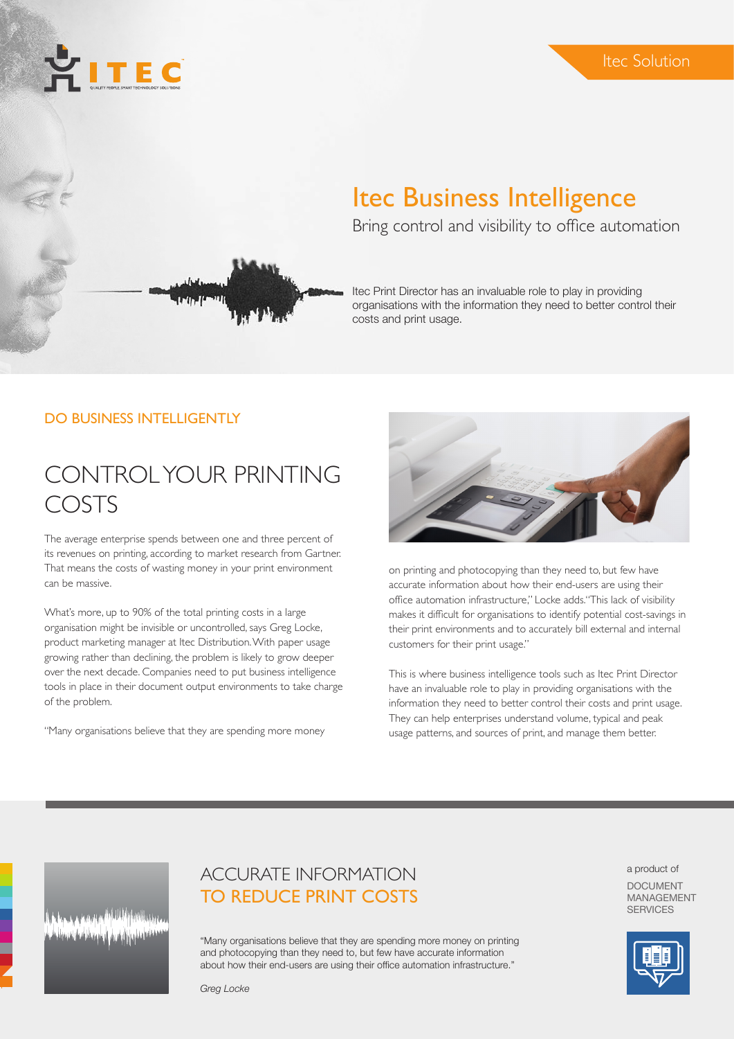ITEC

QUALITY PEOPLE. SMART TECHNOLOGY SOLUTIONS

Itec Solution

# Itec Business Intelligence

Bring control and visibility to office automation

Itec Print Director has an invaluable role to play in providing organisations with the information they need to better control their costs and print usage.

### DO BUSINESS INTELLIGENTLY

## CONTROL YOUR PRINTING COSTS

The average enterprise spends between one and three percent of its revenues on printing, according to market research from Gartner. That means the costs of wasting money in your print environment can be massive.

What's more, up to 90% of the total printing costs in a large organisation might be invisible or uncontrolled, says Greg Locke, product marketing manager at Itec Distribution. With paper usage growing rather than declining, the problem is likely to grow deeper over the next decade. Companies need to put business intelligence tools in place in their document output environments to take charge of the problem.

"Many organisations believe that they are spending more money on printing and photocopying than they need to, but few have accurate information about how their end-users are using their office automation infrastructure," Locke adds. "This lack of visibility makes it difficult for organisations to identify potential cost-savings in their print environments and to accurately bill external and internal customers for their print usage."

This is where business intelligence tools such as Itec Print Director have an invaluable role to play in providing organisations with the information they need to better control their costs and print usage. They can help enterprises understand volume, typical and peak usage patterns, and sources of print, and manage them better.

## ACCURATE INFORMATION TO REDUCE PRINT COSTS

"Many organisations believe that they are spending more money on printing and photocopying than they need to, but few have accurate information about how their end-users are using their office automation infrastructure."

*Greg Locke*

a product of

DOCUMENT MANAGEMENT SERVICES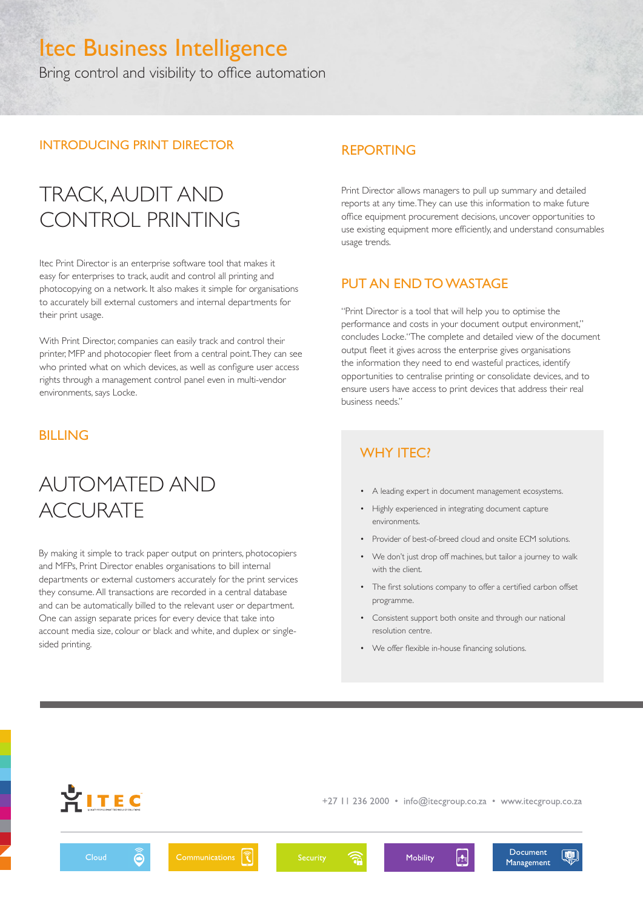# Itec Business Intelligence

Bring control and visibility to office automation

## INTRODUCING PRINT DIRECTOR

### TRACK, AUDIT AND CONTROL PRINTING

Itec Print Director is an enterprise software tool that makes it easy for enterprises to track, audit and control all printing and photocopying on a network. It also makes it simple for organisations to accurately bill external customers and internal departments for their print usage.

With Print Director, companies can easily track and control their printer, MFP and photocopier fleet from a central point. They can see who printed what on which devices, as well as configure user access rights through a management control panel even in multi-vendor environments, says Locke.

## BILLING

### AUTOMATED AND ACCURATE

By making it simple to track paper output on printers, photocopiers and MFPs, Print Director enables organisations to bill internal departments or external customers accurately for the print services they consume. All transactions are recorded in a central database and can be automatically billed to the relevant user or department. One can assign separate prices for every device that take into account media size, colour or black and white, and duplex or single-sided printing.

## REPORTING

Print Director allows managers to pull up summary and detailed reports at any time. They can use this information to make future office equipment procurement decisions, uncover opportunities to use existing equipment more efficiently, and understand consumables usage trends.

## PUT AN END TO WASTAGE

"Print Director is a tool that will help you to optimise the performance and costs in your document output environment," concludes Locke. "The complete and detailed view of the document output fleet it gives across the enterprise gives organisations the information they need to end wasteful practices, identify opportunities to centralise printing or consolidate devices, and to ensure users have access to print devices that address their real business needs."

## WHY ITEC?

- A leading expert in document management ecosystems.
- Highly experienced in integrating document capture environments.
- Provider of best-of-breed cloud and onsite ECM solutions.
- We don't just drop off machines, but tailor a journey to walk with the client.
- The first solutions company to offer a certified carbon offset programme.
- Consistent support both onsite and through our national resolution centre.
- We offer flexible in-house financing solutions.

+27 11 236 2000 • info@itecgroup.co.za • www.itecgroup.co.za

Cloud | Communications | Security | Mobility | Document Management